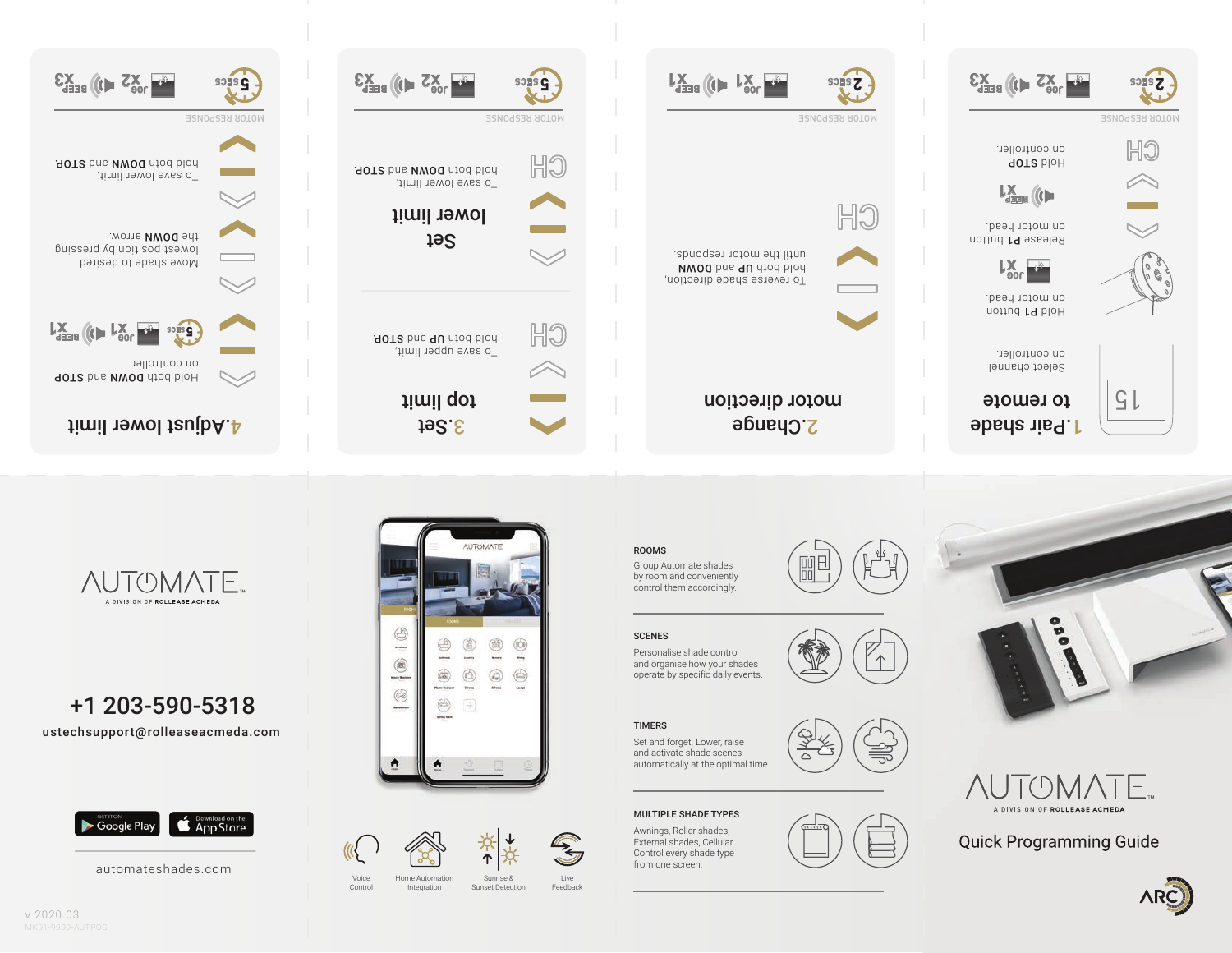## 1. Pair shade to remote

Select channel on controller.

Hold P1 button on motor head.

Jog x1

Release P1 button on motor head.

Beep x1

Hold STOP on controller.

MOTOR RESPONSE: 2 secs — Jog x2 — Beep x3

## 2. Change motor direction

To reverse shade direction, hold both UP and DOWN until the motor responds.

MOTOR RESPONSE: 2 secs — Jog x1 — Beep x1

## 3. Set top limit

To save upper limit, hold both UP and STOP.

## Set lower limit

To save lower limit, hold both DOWN and STOP.

MOTOR RESPONSE: 5 secs — Jog x2 — Beep x3

## 4. Adjust lower limit

Hold both DOWN and STOP on controller.

5 secs — Jog x1 — Beep x1

Move shade to desired lowest position by pressing the DOWN arrow.

To save lower limit, hold both DOWN and STOP.

MOTOR RESPONSE: 5 secs — Jog x2 — Beep x3

---

AUTOMATE™
A DIVISION OF ROLLEASE ACMEDA

+1 203-590-5318

ustechsupport@rolleaseacmeda.com

Google Play | App Store

automateshades.com

v 2020.03
MK91-9999-AUTPQC

Voice Control | Home Automation Integration | Sunrise & Sunset Detection | Live Feedback

**ROOMS**
Group Automate shades by room and conveniently control them accordingly.

**SCENES**
Personalise shade control and organise how your shades operate by specific daily events.

**TIMERS**
Set and forget. Lower, raise and activate shade scenes automatically at the optimal time.

**MULTIPLE SHADE TYPES**
Awnings, Roller shades, External shades, Cellular ... Control every shade type from one screen.

AUTOMATE™
A DIVISION OF ROLLEASE ACMEDA

# Quick Programming Guide

ARC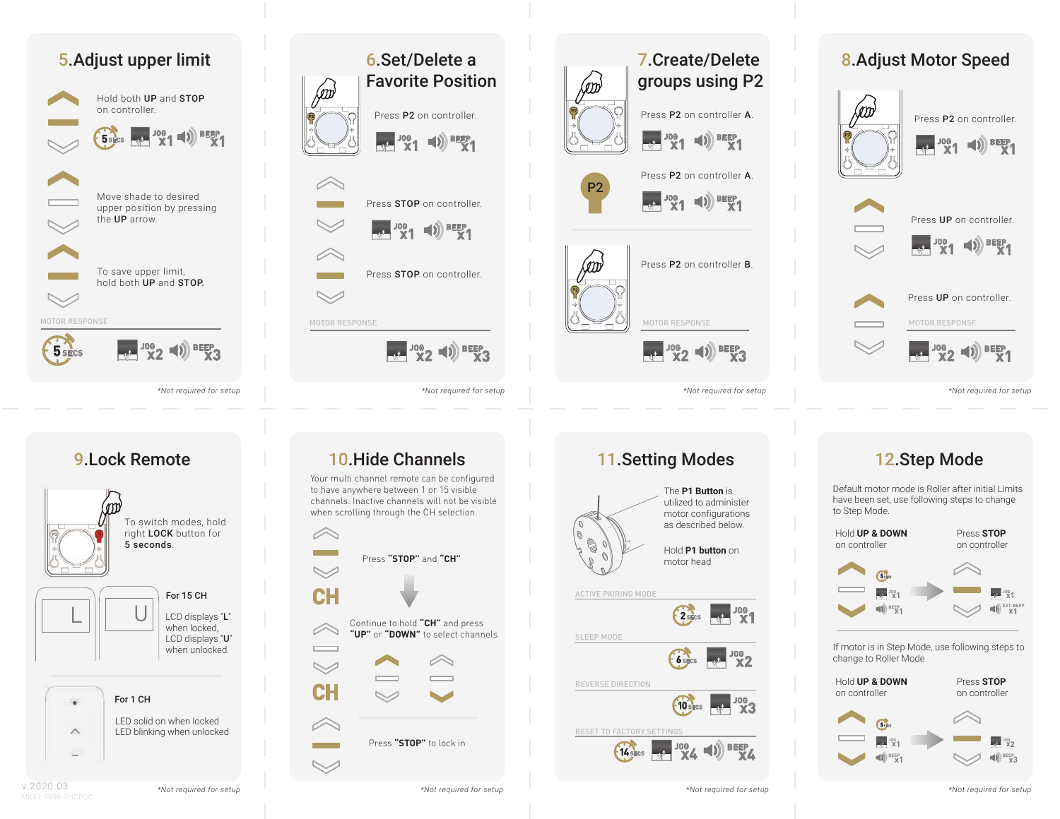## 5. Adjust upper limit

Hold both **UP** and **STOP** on controller.

5 SECS — JOG x1 — BEEP x1

Move shade to desired upper position by pressing the **UP** arrow.

To save upper limit, hold both **UP** and **STOP**.

MOTOR RESPONSE

5 SECS — JOG x2 — BEEP x3

*Not required for setup

## 6. Set/Delete a Favorite Position

Press **P2** on controller.

JOG x1 — BEEP x1

Press **STOP** on controller.

JOG x1 — BEEP x1

Press **STOP** on controller.

MOTOR RESPONSE

JOG x2 — BEEP x3

*Not required for setup

## 7. Create/Delete groups using P2

Press **P2** on controller **A**.

JOG x1 — BEEP x1

Press **P2** on controller **A**.

JOG x1 — BEEP x1

Press **P2** on controller **B**.

MOTOR RESPONSE

JOG x2 — BEEP x3

*Not required for setup

## 8. Adjust Motor Speed

Press **P2** on controller.

JOG x1 — BEEP x1

Press **UP** on controller.

JOG x1 — BEEP x1

Press **UP** on controller.

MOTOR RESPONSE

JOG x2 — BEEP x1

*Not required for setup

## 9. Lock Remote

To switch modes, hold right **LOCK** button for **5 seconds**.

L U

**For 15 CH**

LCD displays "**L**" when locked, LCD displays "**U**" when unlocked.

**For 1 CH**

LED solid on when locked
LED blinking when unlocked

*Not required for setup

## 10. Hide Channels

Your multi channel remote can be configured to have anywhere between 1 or 15 visible channels. Inactive channels will not be visible when scrolling through the CH selection.

Press **"STOP"** and **"CH"**

CH

Continue to hold **"CH"** and press **"UP"** or **"DOWN"** to select channels

CH

Press **"STOP"** to lock in

*Not required for setup

## 11. Setting Modes

The **P1 Button** is utilized to administer motor configurations as described below.

Hold **P1 button** on motor head

ACTIVE PAIRING MODE

2 SECS — JOG x1

SLEEP MODE

6 SECS — JOG x2

REVERSE DIRECTION

10 SECS — JOG x3

RESET TO FACTORY SETTINGS

14 SECS — JOG x4 — BEEP x4

*Not required for setup

## 12. Step Mode

Default motor mode is Roller after initial Limits have been set, use following steps to change to Step Mode.

Hold **UP & DOWN** on controller

5 SECS — JOG x1 — BEEP x1

Press **STOP** on controller

JOG x1 — EXT. BEEP x1

If motor is in Step Mode, use following steps to change to Roller Mode

Hold **UP & DOWN** on controller

5 SECS — JOG x1 — BEEP x1

Press **STOP** on controller

JOG x2 — BEEP x3

*Not required for setup

v 2020.03
MK91-9990-SHCPOC